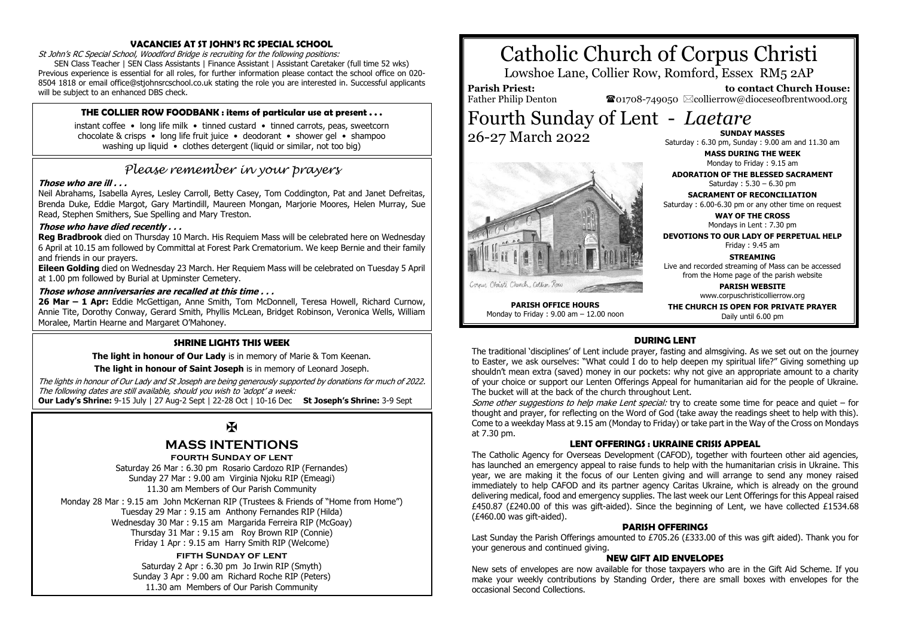# Catholic Church of Corpus Christi

Lowshoe Lane, Collier Row, Romford, Essex RM5 2AP

**Parish Priest:** Father Philip Denton

**to contact Church House:** ☎01708-749050 ✉collierrow@dioceseofbrentwood.org

# Fourth Sunday of Lent - *Laetare*

26-27 March 2022

Corpus Christi Church, Collier Row

**PARISH OFFICE HOURS**
Monday to Friday : 9.00 am – 12.00 noon

**SUNDAY MASSES**
Saturday : 6.30 pm, Sunday : 9.00 am and 11.30 am

**MASS DURING THE WEEK**
Monday to Friday : 9.15 am

**ADORATION OF THE BLESSED SACRAMENT**
Saturday : 5.30 – 6.30 pm

**SACRAMENT OF RECONCILIATION**
Saturday : 6.00-6.30 pm or any other time on request

**WAY OF THE CROSS**
Mondays in Lent : 7.30 pm

**DEVOTIONS TO OUR LADY OF PERPETUAL HELP**
Friday : 9.45 am

**STREAMING**
Live and recorded streaming of Mass can be accessed from the Home page of the parish website

**PARISH WEBSITE**
www.corpuschristicollierrow.org

**THE CHURCH IS OPEN FOR PRIVATE PRAYER**
Daily until 6.00 pm

### VACANCIES AT ST JOHN'S RC SPECIAL SCHOOL

*St John's RC Special School, Woodford Bridge is recruiting for the following positions:*

SEN Class Teacher | SEN Class Assistants | Finance Assistant | Assistant Caretaker (full time 52 wks) Previous experience is essential for all roles, for further information please contact the school office on 020-8504 1818 or email office@stjohnsrcschool.co.uk stating the role you are interested in. Successful applicants will be subject to an enhanced DBS check.

### THE COLLIER ROW FOODBANK : items of particular use at present . . .

instant coffee • long life milk • tinned custard • tinned carrots, peas, sweetcorn chocolate & crisps • long life fruit juice • deodorant • shower gel • shampoo washing up liquid • clothes detergent (liquid or similar, not too big)

## *Please remember in your prayers*

***Those who are ill . . .***

Neil Abrahams, Isabella Ayres, Lesley Carroll, Betty Casey, Tom Coddington, Pat and Janet Defreitas, Brenda Duke, Eddie Margot, Gary Martindill, Maureen Mongan, Marjorie Moores, Helen Murray, Sue Read, Stephen Smithers, Sue Spelling and Mary Treston.

***Those who have died recently . . .***

**Reg Bradbrook** died on Thursday 10 March. His Requiem Mass will be celebrated here on Wednesday 6 April at 10.15 am followed by Committal at Forest Park Crematorium. We keep Bernie and their family and friends in our prayers.

**Eileen Golding** died on Wednesday 23 March. Her Requiem Mass will be celebrated on Tuesday 5 April at 1.00 pm followed by Burial at Upminster Cemetery.

***Those whose anniversaries are recalled at this time . . .***

**26 Mar – 1 Apr:** Eddie McGettigan, Anne Smith, Tom McDonnell, Teresa Howell, Richard Curnow, Annie Tite, Dorothy Conway, Gerard Smith, Phyllis McLean, Bridget Robinson, Veronica Wells, William Moralee, Martin Hearne and Margaret O'Mahoney.

### SHRINE LIGHTS THIS WEEK

**The light in honour of Our Lady** is in memory of Marie & Tom Keenan.

**The light in honour of Saint Joseph** is in memory of Leonard Joseph.

*The lights in honour of Our Lady and St Joseph are being generously supported by donations for much of 2022. The following dates are still available, should you wish to 'adopt' a week:*

**Our Lady's Shrine:** 9-15 July | 27 Aug-2 Sept | 22-28 Oct | 10-16 Dec **St Joseph's Shrine:** 3-9 Sept

✠

## MASS INTENTIONS

**FOURTH SUNDAY OF LENT**

Saturday 26 Mar : 6.30 pm Rosario Cardozo RIP (Fernandes)
Sunday 27 Mar : 9.00 am Virginia Njoku RIP (Emeagi)
11.30 am Members of Our Parish Community

Monday 28 Mar : 9.15 am John McKernan RIP (Trustees & Friends of "Home from Home")
Tuesday 29 Mar : 9.15 am Anthony Fernandes RIP (Hilda)
Wednesday 30 Mar : 9.15 am Margarida Ferreira RIP (McGoay)
Thursday 31 Mar : 9.15 am Roy Brown RIP (Connie)
Friday 1 Apr : 9.15 am Harry Smith RIP (Welcome)

**FIFTH SUNDAY OF LENT**

Saturday 2 Apr : 6.30 pm Jo Irwin RIP (Smyth)
Sunday 3 Apr : 9.00 am Richard Roche RIP (Peters)
11.30 am Members of Our Parish Community

### DURING LENT

The traditional 'disciplines' of Lent include prayer, fasting and almsgiving. As we set out on the journey to Easter, we ask ourselves: "What could I do to help deepen my spiritual life?" Giving something up shouldn't mean extra (saved) money in our pockets: why not give an appropriate amount to a charity of your choice or support our Lenten Offerings Appeal for humanitarian aid for the people of Ukraine. The bucket will at the back of the church throughout Lent.

*Some other suggestions to help make Lent special:* try to create some time for peace and quiet – for thought and prayer, for reflecting on the Word of God (take away the readings sheet to help with this). Come to a weekday Mass at 9.15 am (Monday to Friday) or take part in the Way of the Cross on Mondays at 7.30 pm.

### LENT OFFERINGS : UKRAINE CRISIS APPEAL

The Catholic Agency for Overseas Development (CAFOD), together with fourteen other aid agencies, has launched an emergency appeal to raise funds to help with the humanitarian crisis in Ukraine. This year, we are making it the focus of our Lenten giving and will arrange to send any money raised immediately to help CAFOD and its partner agency Caritas Ukraine, which is already on the ground delivering medical, food and emergency supplies. The last week our Lent Offerings for this Appeal raised £450.87 (£240.00 of this was gift-aided). Since the beginning of Lent, we have collected £1534.68 (£460.00 was gift-aided).

### PARISH OFFERINGS

Last Sunday the Parish Offerings amounted to £705.26 (£333.00 of this was gift aided). Thank you for your generous and continued giving.

### NEW GIFT AID ENVELOPES

New sets of envelopes are now available for those taxpayers who are in the Gift Aid Scheme. If you make your weekly contributions by Standing Order, there are small boxes with envelopes for the occasional Second Collections.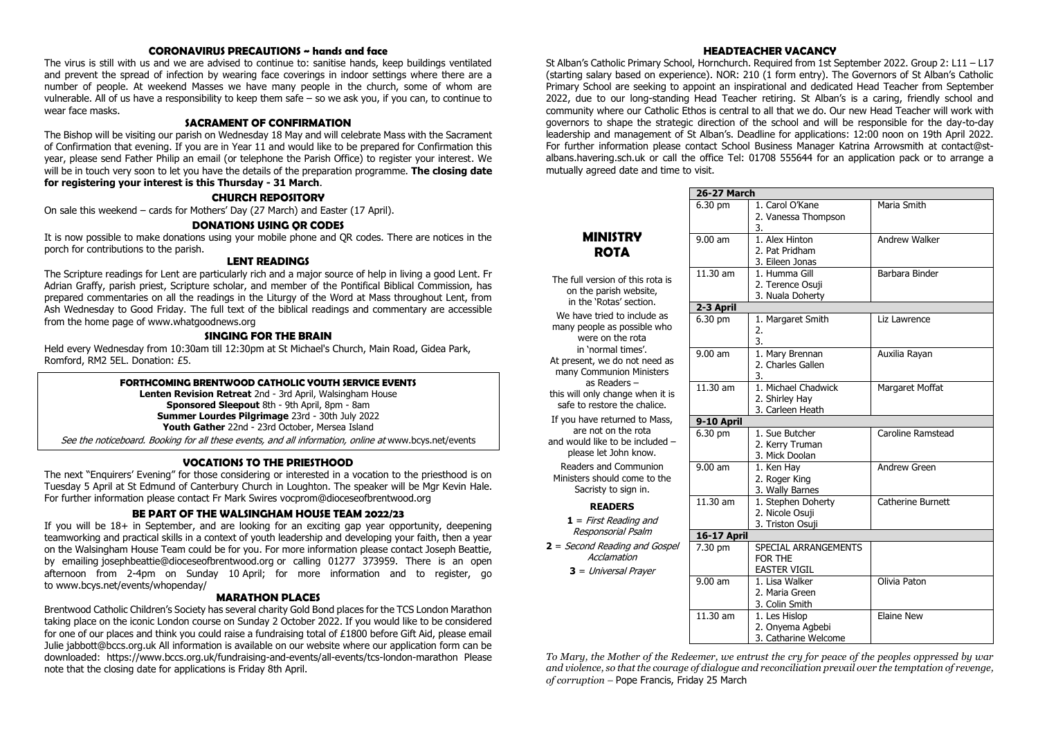### CORONAVIRUS PRECAUTIONS ~ hands and face

The virus is still with us and we are advised to continue to: sanitise hands, keep buildings ventilated and prevent the spread of infection by wearing face coverings in indoor settings where there are a number of people. At weekend Masses we have many people in the church, some of whom are vulnerable. All of us have a responsibility to keep them safe – so we ask you, if you can, to continue to wear face masks.

### SACRAMENT OF CONFIRMATION

The Bishop will be visiting our parish on Wednesday 18 May and will celebrate Mass with the Sacrament of Confirmation that evening. If you are in Year 11 and would like to be prepared for Confirmation this year, please send Father Philip an email (or telephone the Parish Office) to register your interest. We will be in touch very soon to let you have the details of the preparation programme. **The closing date for registering your interest is this Thursday - 31 March**.

### CHURCH REPOSITORY

On sale this weekend – cards for Mothers' Day (27 March) and Easter (17 April).

### DONATIONS USING QR CODES

It is now possible to make donations using your mobile phone and QR codes. There are notices in the porch for contributions to the parish.

### LENT READINGS

The Scripture readings for Lent are particularly rich and a major source of help in living a good Lent. Fr Adrian Graffy, parish priest, Scripture scholar, and member of the Pontifical Biblical Commission, has prepared commentaries on all the readings in the Liturgy of the Word at Mass throughout Lent, from Ash Wednesday to Good Friday. The full text of the biblical readings and commentary are accessible from the home page of www.whatgoodnews.org

### SINGING FOR THE BRAIN

Held every Wednesday from 10:30am till 12:30pm at St Michael's Church, Main Road, Gidea Park, Romford, RM2 5EL. Donation: £5.

### FORTHCOMING BRENTWOOD CATHOLIC YOUTH SERVICE EVENTS

**Lenten Revision Retreat** 2nd - 3rd April, Walsingham House
**Sponsored Sleepout** 8th - 9th April, 8pm - 8am
**Summer Lourdes Pilgrimage** 23rd - 30th July 2022
**Youth Gather** 22nd - 23rd October, Mersea Island

*See the noticeboard. Booking for all these events, and all information, online at* www.bcys.net/events

### VOCATIONS TO THE PRIESTHOOD

The next "Enquirers' Evening" for those considering or interested in a vocation to the priesthood is on Tuesday 5 April at St Edmund of Canterbury Church in Loughton. The speaker will be Mgr Kevin Hale. For further information please contact Fr Mark Swires vocprom@dioceseofbrentwood.org

### BE PART OF THE WALSINGHAM HOUSE TEAM 2022/23

If you will be 18+ in September, and are looking for an exciting gap year opportunity, deepening teamworking and practical skills in a context of youth leadership and developing your faith, then a year on the Walsingham House Team could be for you. For more information please contact Joseph Beattie, by emailing josephbeattie@dioceseofbrentwood.org or calling 01277 373959. There is an open afternoon from 2-4pm on Sunday 10 April; for more information and to register, go to www.bcys.net/events/whopenday/

### MARATHON PLACES

Brentwood Catholic Children's Society has several charity Gold Bond places for the TCS London Marathon taking place on the iconic London course on Sunday 2 October 2022. If you would like to be considered for one of our places and think you could raise a fundraising total of £1800 before Gift Aid, please email Julie jabbott@bccs.org.uk All information is available on our website where our application form can be downloaded: https://www.bccs.org.uk/fundraising-and-events/all-events/tcs-london-marathon Please note that the closing date for applications is Friday 8th April.

### HEADTEACHER VACANCY

St Alban's Catholic Primary School, Hornchurch. Required from 1st September 2022. Group 2: L11 – L17 (starting salary based on experience). NOR: 210 (1 form entry). The Governors of St Alban's Catholic Primary School are seeking to appoint an inspirational and dedicated Head Teacher from September 2022, due to our long-standing Head Teacher retiring. St Alban's is a caring, friendly school and community where our Catholic Ethos is central to all that we do. Our new Head Teacher will work with governors to shape the strategic direction of the school and will be responsible for the day-to-day leadership and management of St Alban's. Deadline for applications: 12:00 noon on 19th April 2022. For further information please contact School Business Manager Katrina Arrowsmith at contact@st-albans.havering.sch.uk or call the office Tel: 01708 555644 for an application pack or to arrange a mutually agreed date and time to visit.

## MINISTRY ROTA

The full version of this rota is on the parish website, in the 'Rotas' section.

We have tried to include as many people as possible who were on the rota in 'normal times'.
At present, we do not need as many Communion Ministers as Readers – this will only change when it is safe to restore the chalice.

If you have returned to Mass, are not on the rota and would like to be included – please let John know.

Readers and Communion Ministers should come to the Sacristy to sign in.

**READERS**

**1** = *First Reading and Responsorial Psalm*
**2** = *Second Reading and Gospel Acclamation*
**3** = *Universal Prayer*

| **26-27 March** | | |
|---|---|---|
| 6.30 pm | 1. Carol O'Kane<br>2. Vanessa Thompson<br>3. | Maria Smith |
| 9.00 am | 1. Alex Hinton<br>2. Pat Pridham<br>3. Eileen Jonas | Andrew Walker |
| 11.30 am | 1. Humma Gill<br>2. Terence Osuji<br>3. Nuala Doherty | Barbara Binder |
| **2-3 April** | | |
| 6.30 pm | 1. Margaret Smith<br>2.<br>3. | Liz Lawrence |
| 9.00 am | 1. Mary Brennan<br>2. Charles Gallen<br>3. | Auxilia Rayan |
| 11.30 am | 1. Michael Chadwick<br>2. Shirley Hay<br>3. Carleen Heath | Margaret Moffat |
| **9-10 April** | | |
| 6.30 pm | 1. Sue Butcher<br>2. Kerry Truman<br>3. Mick Doolan | Caroline Ramstead |
| 9.00 am | 1. Ken Hay<br>2. Roger King<br>3. Wally Barnes | Andrew Green |
| 11.30 am | 1. Stephen Doherty<br>2. Nicole Osuji<br>3. Triston Osuji | Catherine Burnett |
| **16-17 April** | | |
| 7.30 pm | SPECIAL ARRANGEMENTS FOR THE EASTER VIGIL | |
| 9.00 am | 1. Lisa Walker<br>2. Maria Green<br>3. Colin Smith | Olivia Paton |
| 11.30 am | 1. Les Hislop<br>2. Onyema Agbebi<br>3. Catharine Welcome | Elaine New |

*To Mary, the Mother of the Redeemer, we entrust the cry for peace of the peoples oppressed by war and violence, so that the courage of dialogue and reconciliation prevail over the temptation of revenge, of corruption* – Pope Francis, Friday 25 March